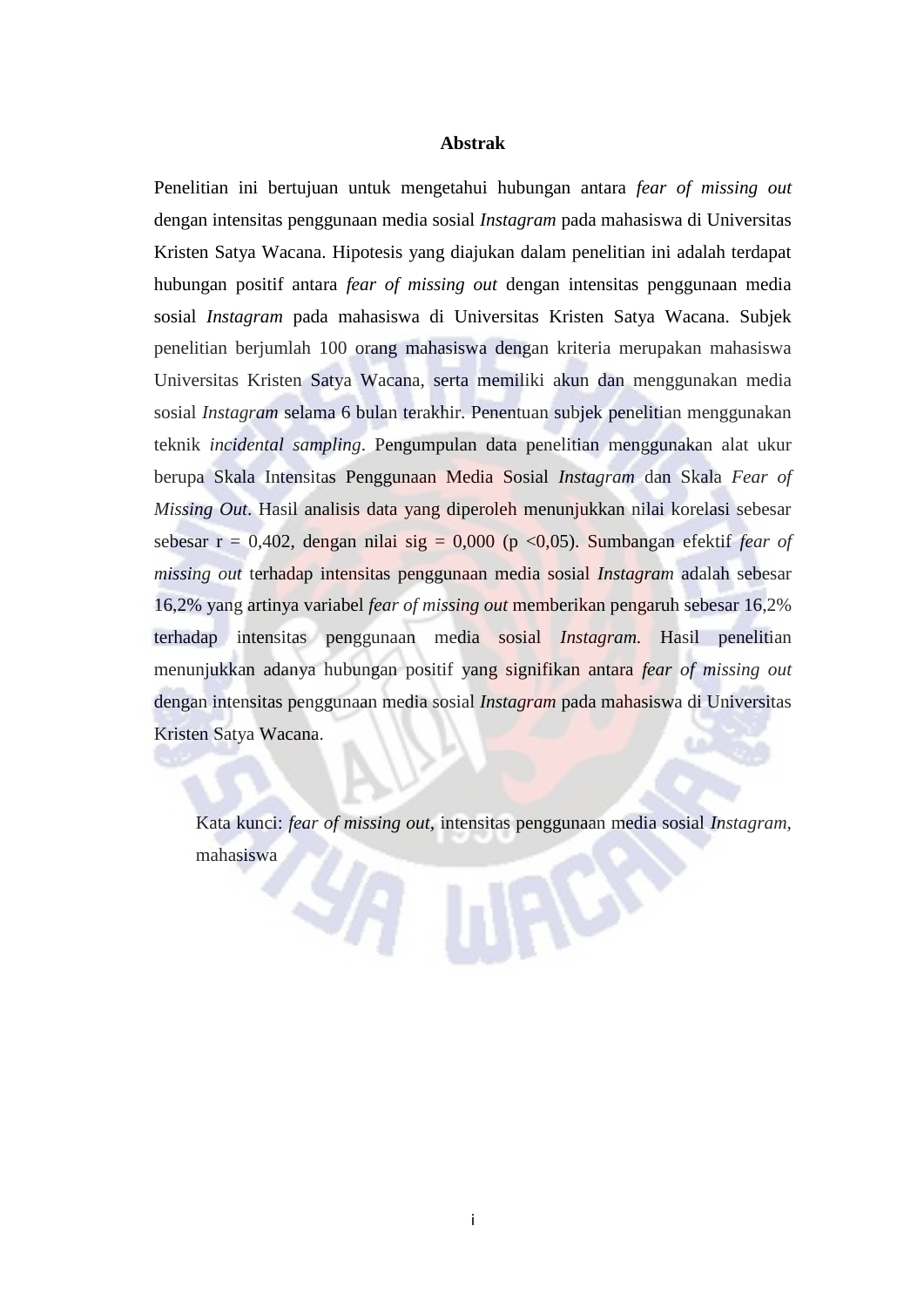# Abstrak

Penelitian ini bertujuan untuk mengetahui hubungan antara *fear of missing out* dengan intensitas penggunaan media sosial *Instagram* pada mahasiswa di Universitas Kristen Satya Wacana. Hipotesis yang diajukan dalam penelitian ini adalah terdapat hubungan positif antara *fear of missing out* dengan intensitas penggunaan media sosial *Instagram* pada mahasiswa di Universitas Kristen Satya Wacana. Subjek penelitian berjumlah 100 orang mahasiswa dengan kriteria merupakan mahasiswa Universitas Kristen Satya Wacana, serta memiliki akun dan menggunakan media sosial *Instagram* selama 6 bulan terakhir. Penentuan subjek penelitian menggunakan teknik *incidental sampling*. Pengumpulan data penelitian menggunakan alat ukur berupa Skala Intensitas Penggunaan Media Sosial *Instagram* dan Skala *Fear of Missing Out*. Hasil analisis data yang diperoleh menunjukkan nilai korelasi sebesar sebesar r = 0,402, dengan nilai sig = 0,000 (p <0,05). Sumbangan efektif *fear of missing out* terhadap intensitas penggunaan media sosial *Instagram* adalah sebesar 16,2% yang artinya variabel *fear of missing out* memberikan pengaruh sebesar 16,2% terhadap intensitas penggunaan media sosial *Instagram.* Hasil penelitian menunjukkan adanya hubungan positif yang signifikan antara *fear of missing out* dengan intensitas penggunaan media sosial *Instagram* pada mahasiswa di Universitas Kristen Satya Wacana.

Kata kunci: *fear of missing out,* intensitas penggunaan media sosial *Instagram,* mahasiswa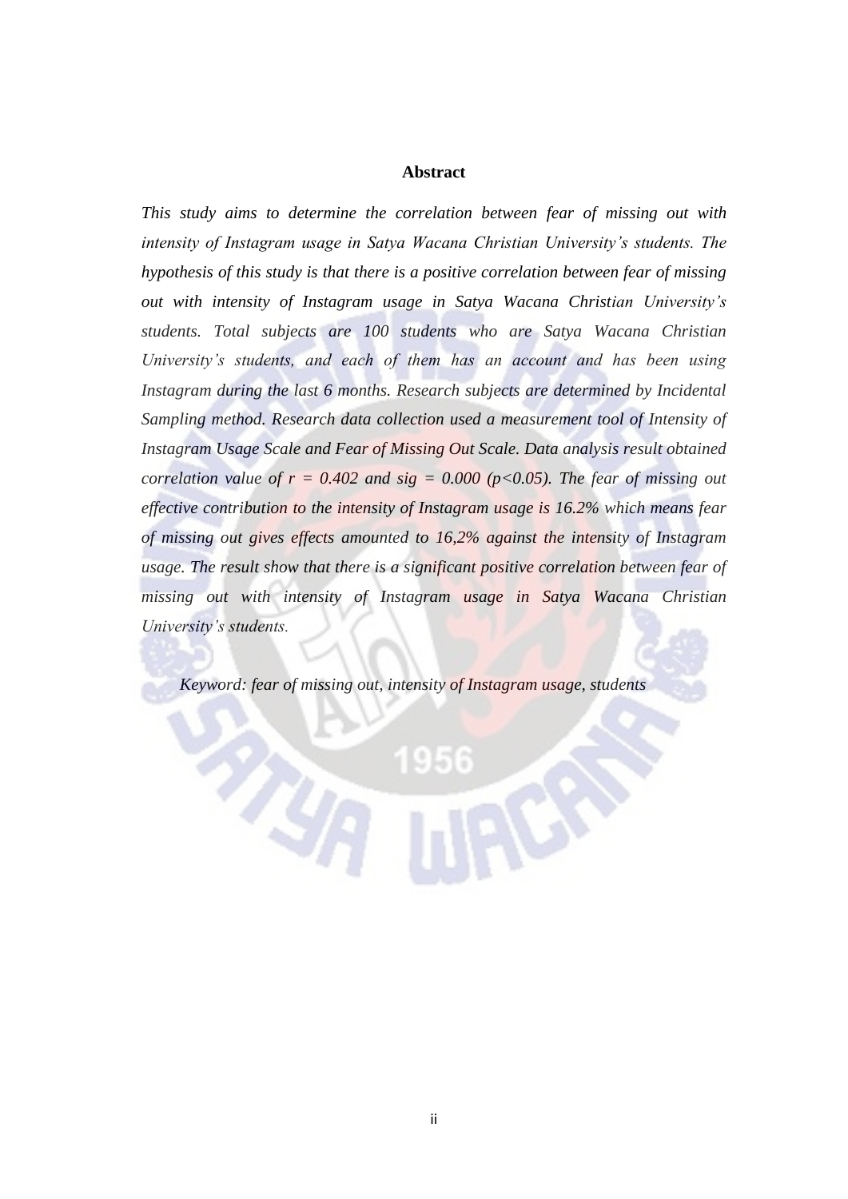# Abstract

*This study aims to determine the correlation between fear of missing out with intensity of Instagram usage in Satya Wacana Christian University's students. The hypothesis of this study is that there is a positive correlation between fear of missing out with intensity of Instagram usage in Satya Wacana Christian University's students. Total subjects are 100 students who are Satya Wacana Christian University's students, and each of them has an account and has been using Instagram during the last 6 months. Research subjects are determined by Incidental Sampling method. Research data collection used a measurement tool of Intensity of Instagram Usage Scale and Fear of Missing Out Scale. Data analysis result obtained correlation value of $r = 0.402$ and $sig = 0.000$ ($p<0.05$). The fear of missing out effective contribution to the intensity of Instagram usage is 16.2% which means fear of missing out gives effects amounted to 16,2% against the intensity of Instagram usage. The result show that there is a significant positive correlation between fear of missing out with intensity of Instagram usage in Satya Wacana Christian University's students.*

*Keyword: fear of missing out, intensity of Instagram usage, students*